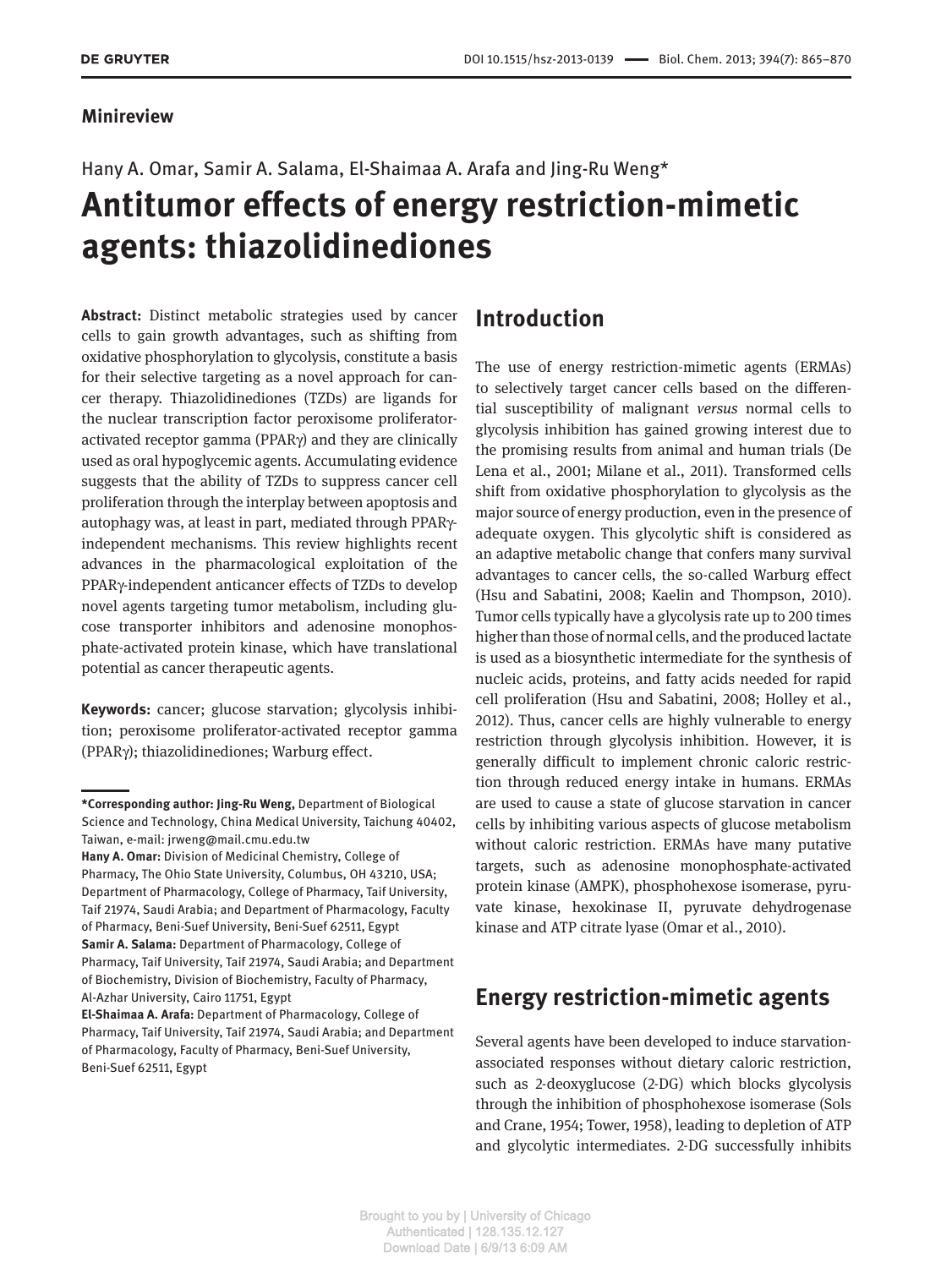**Minireview**

Hany A. Omar, Samir A. Salama, El-Shaimaa A. Arafa and Jing-Ru Weng*

# Antitumor effects of energy restriction-mimetic agents: thiazolidinediones

**Abstract:** Distinct metabolic strategies used by cancer cells to gain growth advantages, such as shifting from oxidative phosphorylation to glycolysis, constitute a basis for their selective targeting as a novel approach for cancer therapy. Thiazolidinediones (TZDs) are ligands for the nuclear transcription factor peroxisome proliferator-activated receptor gamma (PPARγ) and they are clinically used as oral hypoglycemic agents. Accumulating evidence suggests that the ability of TZDs to suppress cancer cell proliferation through the interplay between apoptosis and autophagy was, at least in part, mediated through PPARγ-independent mechanisms. This review highlights recent advances in the pharmacological exploitation of the PPARγ-independent anticancer effects of TZDs to develop novel agents targeting tumor metabolism, including glucose transporter inhibitors and adenosine monophosphate-activated protein kinase, which have translational potential as cancer therapeutic agents.

**Keywords:** cancer; glucose starvation; glycolysis inhibition; peroxisome proliferator-activated receptor gamma (PPARγ); thiazolidinediones; Warburg effect.

**\*Corresponding author: Jing-Ru Weng,** Department of Biological Science and Technology, China Medical University, Taichung 40402, Taiwan, e-mail: jrweng@mail.cmu.edu.tw

**Hany A. Omar:** Division of Medicinal Chemistry, College of Pharmacy, The Ohio State University, Columbus, OH 43210, USA; Department of Pharmacology, College of Pharmacy, Taif University, Taif 21974, Saudi Arabia; and Department of Pharmacology, Faculty of Pharmacy, Beni-Suef University, Beni-Suef 62511, Egypt

**Samir A. Salama:** Department of Pharmacology, College of Pharmacy, Taif University, Taif 21974, Saudi Arabia; and Department of Biochemistry, Division of Biochemistry, Faculty of Pharmacy, Al-Azhar University, Cairo 11751, Egypt

**El-Shaimaa A. Arafa:** Department of Pharmacology, College of Pharmacy, Taif University, Taif 21974, Saudi Arabia; and Department of Pharmacology, Faculty of Pharmacy, Beni-Suef University, Beni-Suef 62511, Egypt

## Introduction

The use of energy restriction-mimetic agents (ERMAs) to selectively target cancer cells based on the differential susceptibility of malignant *versus* normal cells to glycolysis inhibition has gained growing interest due to the promising results from animal and human trials (De Lena et al., 2001; Milane et al., 2011). Transformed cells shift from oxidative phosphorylation to glycolysis as the major source of energy production, even in the presence of adequate oxygen. This glycolytic shift is considered as an adaptive metabolic change that confers many survival advantages to cancer cells, the so-called Warburg effect (Hsu and Sabatini, 2008; Kaelin and Thompson, 2010). Tumor cells typically have a glycolysis rate up to 200 times higher than those of normal cells, and the produced lactate is used as a biosynthetic intermediate for the synthesis of nucleic acids, proteins, and fatty acids needed for rapid cell proliferation (Hsu and Sabatini, 2008; Holley et al., 2012). Thus, cancer cells are highly vulnerable to energy restriction through glycolysis inhibition. However, it is generally difficult to implement chronic caloric restriction through reduced energy intake in humans. ERMAs are used to cause a state of glucose starvation in cancer cells by inhibiting various aspects of glucose metabolism without caloric restriction. ERMAs have many putative targets, such as adenosine monophosphate-activated protein kinase (AMPK), phosphohexose isomerase, pyruvate kinase, hexokinase II, pyruvate dehydrogenase kinase and ATP citrate lyase (Omar et al., 2010).

## Energy restriction-mimetic agents

Several agents have been developed to induce starvation-associated responses without dietary caloric restriction, such as 2-deoxyglucose (2-DG) which blocks glycolysis through the inhibition of phosphohexose isomerase (Sols and Crane, 1954; Tower, 1958), leading to depletion of ATP and glycolytic intermediates. 2-DG successfully inhibits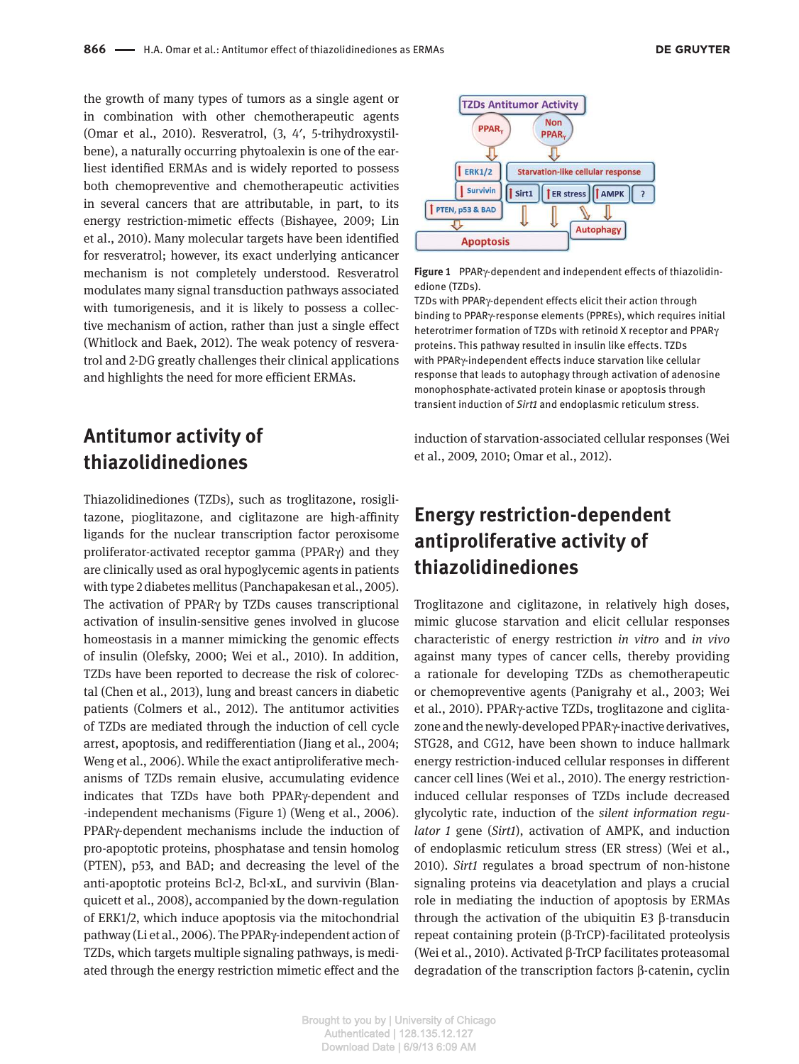the growth of many types of tumors as a single agent or in combination with other chemotherapeutic agents (Omar et al., 2010). Resveratrol, (3, 4′, 5-trihydroxystilbene), a naturally occurring phytoalexin is one of the earliest identified ERMAs and is widely reported to possess both chemopreventive and chemotherapeutic activities in several cancers that are attributable, in part, to its energy restriction-mimetic effects (Bishayee, 2009; Lin et al., 2010). Many molecular targets have been identified for resveratrol; however, its exact underlying anticancer mechanism is not completely understood. Resveratrol modulates many signal transduction pathways associated with tumorigenesis, and it is likely to possess a collective mechanism of action, rather than just a single effect (Whitlock and Baek, 2012). The weak potency of resveratrol and 2-DG greatly challenges their clinical applications and highlights the need for more efficient ERMAs.

## Antitumor activity of thiazolidinediones

Thiazolidinediones (TZDs), such as troglitazone, rosiglitazone, pioglitazone, and ciglitazone are high-affinity ligands for the nuclear transcription factor peroxisome proliferator-activated receptor gamma (PPARγ) and they are clinically used as oral hypoglycemic agents in patients with type 2 diabetes mellitus (Panchapakesan et al., 2005). The activation of PPARγ by TZDs causes transcriptional activation of insulin-sensitive genes involved in glucose homeostasis in a manner mimicking the genomic effects of insulin (Olefsky, 2000; Wei et al., 2010). In addition, TZDs have been reported to decrease the risk of colorectal (Chen et al., 2013), lung and breast cancers in diabetic patients (Colmers et al., 2012). The antitumor activities of TZDs are mediated through the induction of cell cycle arrest, apoptosis, and redifferentiation (Jiang et al., 2004; Weng et al., 2006). While the exact antiproliferative mechanisms of TZDs remain elusive, accumulating evidence indicates that TZDs have both PPARγ-dependent and -independent mechanisms (Figure 1) (Weng et al., 2006). PPARγ-dependent mechanisms include the induction of pro-apoptotic proteins, phosphatase and tensin homolog (PTEN), p53, and BAD; and decreasing the level of the anti-apoptotic proteins Bcl-2, Bcl-xL, and survivin (Blanquicett et al., 2008), accompanied by the down-regulation of ERK1/2, which induce apoptosis via the mitochondrial pathway (Li et al., 2006). The PPARγ-independent action of TZDs, which targets multiple signaling pathways, is mediated through the energy restriction mimetic effect and the induction of starvation-associated cellular responses (Wei et al., 2009, 2010; Omar et al., 2012).

**Figure 1** PPARγ-dependent and independent effects of thiazolidinedione (TZDs).
TZDs with PPARγ-dependent effects elicit their action through binding to PPARγ-response elements (PPREs), which requires initial heterotrimer formation of TZDs with retinoid X receptor and PPARγ proteins. This pathway resulted in insulin like effects. TZDs with PPARγ-independent effects induce starvation like cellular response that leads to autophagy through activation of adenosine monophosphate-activated protein kinase or apoptosis through transient induction of *Sirt1* and endoplasmic reticulum stress.

## Energy restriction-dependent antiproliferative activity of thiazolidinediones

Troglitazone and ciglitazone, in relatively high doses, mimic glucose starvation and elicit cellular responses characteristic of energy restriction *in vitro* and *in vivo* against many types of cancer cells, thereby providing a rationale for developing TZDs as chemotherapeutic or chemopreventive agents (Panigrahy et al., 2003; Wei et al., 2010). PPARγ-active TZDs, troglitazone and ciglitazone and the newly-developed PPARγ-inactive derivatives, STG28, and CG12, have been shown to induce hallmark energy restriction-induced cellular responses in different cancer cell lines (Wei et al., 2010). The energy restriction-induced cellular responses of TZDs include decreased glycolytic rate, induction of the *silent information regulator 1* gene (*Sirt1*), activation of AMPK, and induction of endoplasmic reticulum stress (ER stress) (Wei et al., 2010). *Sirt1* regulates a broad spectrum of non-histone signaling proteins via deacetylation and plays a crucial role in mediating the induction of apoptosis by ERMAs through the activation of the ubiquitin E3 β-transducin repeat containing protein (β-TrCP)-facilitated proteolysis (Wei et al., 2010). Activated β-TrCP facilitates proteasomal degradation of the transcription factors β-catenin, cyclin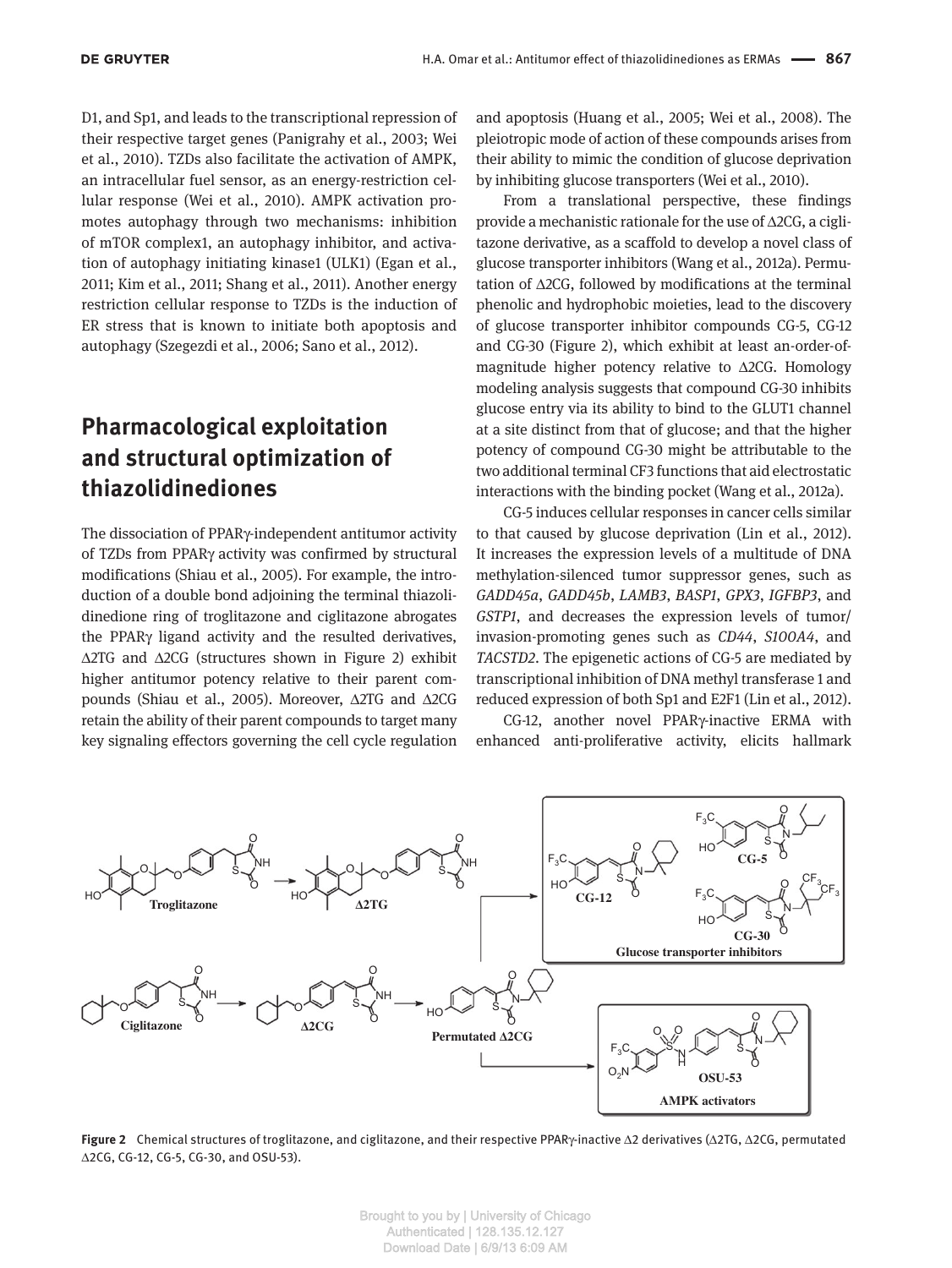D1, and Sp1, and leads to the transcriptional repression of their respective target genes (Panigrahy et al., 2003; Wei et al., 2010). TZDs also facilitate the activation of AMPK, an intracellular fuel sensor, as an energy-restriction cellular response (Wei et al., 2010). AMPK activation promotes autophagy through two mechanisms: inhibition of mTOR complex1, an autophagy inhibitor, and activation of autophagy initiating kinase1 (ULK1) (Egan et al., 2011; Kim et al., 2011; Shang et al., 2011). Another energy restriction cellular response to TZDs is the induction of ER stress that is known to initiate both apoptosis and autophagy (Szegezdi et al., 2006; Sano et al., 2012).

## Pharmacological exploitation and structural optimization of thiazolidinediones

The dissociation of PPARγ-independent antitumor activity of TZDs from PPARγ activity was confirmed by structural modifications (Shiau et al., 2005). For example, the introduction of a double bond adjoining the terminal thiazolidinedione ring of troglitazone and ciglitazone abrogates the PPARγ ligand activity and the resulted derivatives, Δ2TG and Δ2CG (structures shown in Figure 2) exhibit higher antitumor potency relative to their parent compounds (Shiau et al., 2005). Moreover, Δ2TG and Δ2CG retain the ability of their parent compounds to target many key signaling effectors governing the cell cycle regulation and apoptosis (Huang et al., 2005; Wei et al., 2008). The pleiotropic mode of action of these compounds arises from their ability to mimic the condition of glucose deprivation by inhibiting glucose transporters (Wei et al., 2010).

From a translational perspective, these findings provide a mechanistic rationale for the use of Δ2CG, a ciglitazone derivative, as a scaffold to develop a novel class of glucose transporter inhibitors (Wang et al., 2012a). Permutation of Δ2CG, followed by modifications at the terminal phenolic and hydrophobic moieties, lead to the discovery of glucose transporter inhibitor compounds CG-5, CG-12 and CG-30 (Figure 2), which exhibit at least an-order-of-magnitude higher potency relative to Δ2CG. Homology modeling analysis suggests that compound CG-30 inhibits glucose entry via its ability to bind to the GLUT1 channel at a site distinct from that of glucose; and that the higher potency of compound CG-30 might be attributable to the two additional terminal $CF_3$ functions that aid electrostatic interactions with the binding pocket (Wang et al., 2012a).

CG-5 induces cellular responses in cancer cells similar to that caused by glucose deprivation (Lin et al., 2012). It increases the expression levels of a multitude of DNA methylation-silenced tumor suppressor genes, such as *GADD45a*, *GADD45b*, *LAMB3*, *BASP1*, *GPX3*, *IGFBP3*, and *GSTP1*, and decreases the expression levels of tumor/invasion-promoting genes such as *CD44*, *S100A4*, and *TACSTD2*. The epigenetic actions of CG-5 are mediated by transcriptional inhibition of DNA methyl transferase 1 and reduced expression of both Sp1 and E2F1 (Lin et al., 2012).

CG-12, another novel PPARγ-inactive ERMA with enhanced anti-proliferative activity, elicits hallmark

**Figure 2** Chemical structures of troglitazone, and ciglitazone, and their respective PPARγ-inactive Δ2 derivatives (Δ2TG, Δ2CG, permutated Δ2CG, CG-12, CG-5, CG-30, and OSU-53).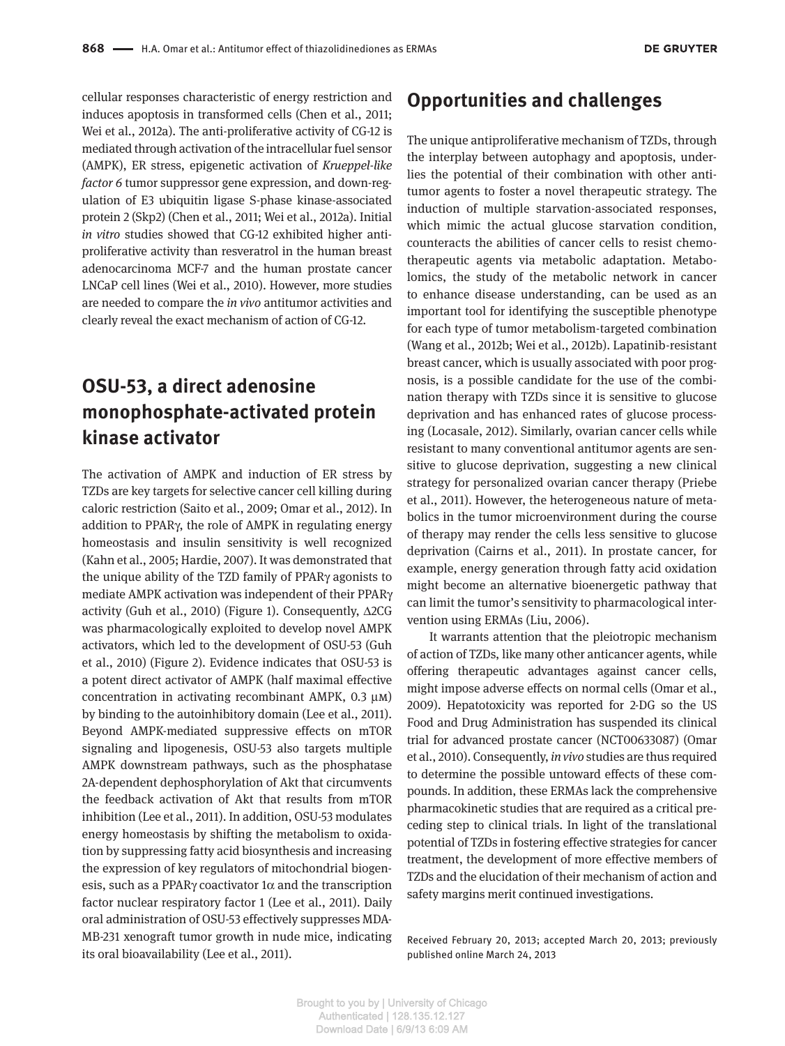cellular responses characteristic of energy restriction and induces apoptosis in transformed cells (Chen et al., 2011; Wei et al., 2012a). The anti-proliferative activity of CG-12 is mediated through activation of the intracellular fuel sensor (AMPK), ER stress, epigenetic activation of *Krueppel-like factor 6* tumor suppressor gene expression, and down-regulation of E3 ubiquitin ligase S-phase kinase-associated protein 2 (Skp2) (Chen et al., 2011; Wei et al., 2012a). Initial *in vitro* studies showed that CG-12 exhibited higher anti-proliferative activity than resveratrol in the human breast adenocarcinoma MCF-7 and the human prostate cancer LNCaP cell lines (Wei et al., 2010). However, more studies are needed to compare the *in vivo* antitumor activities and clearly reveal the exact mechanism of action of CG-12.

## OSU-53, a direct adenosine monophosphate-activated protein kinase activator

The activation of AMPK and induction of ER stress by TZDs are key targets for selective cancer cell killing during caloric restriction (Saito et al., 2009; Omar et al., 2012). In addition to PPARγ, the role of AMPK in regulating energy homeostasis and insulin sensitivity is well recognized (Kahn et al., 2005; Hardie, 2007). It was demonstrated that the unique ability of the TZD family of PPARγ agonists to mediate AMPK activation was independent of their PPARγ activity (Guh et al., 2010) (Figure 1). Consequently, Δ2CG was pharmacologically exploited to develop novel AMPK activators, which led to the development of OSU-53 (Guh et al., 2010) (Figure 2). Evidence indicates that OSU-53 is a potent direct activator of AMPK (half maximal effective concentration in activating recombinant AMPK, 0.3 μM) by binding to the autoinhibitory domain (Lee et al., 2011). Beyond AMPK-mediated suppressive effects on mTOR signaling and lipogenesis, OSU-53 also targets multiple AMPK downstream pathways, such as the phosphatase 2A-dependent dephosphorylation of Akt that circumvents the feedback activation of Akt that results from mTOR inhibition (Lee et al., 2011). In addition, OSU-53 modulates energy homeostasis by shifting the metabolism to oxidation by suppressing fatty acid biosynthesis and increasing the expression of key regulators of mitochondrial biogenesis, such as a PPARγ coactivator 1α and the transcription factor nuclear respiratory factor 1 (Lee et al., 2011). Daily oral administration of OSU-53 effectively suppresses MDA-MB-231 xenograft tumor growth in nude mice, indicating its oral bioavailability (Lee et al., 2011).

## Opportunities and challenges

The unique antiproliferative mechanism of TZDs, through the interplay between autophagy and apoptosis, underlies the potential of their combination with other antitumor agents to foster a novel therapeutic strategy. The induction of multiple starvation-associated responses, which mimic the actual glucose starvation condition, counteracts the abilities of cancer cells to resist chemotherapeutic agents via metabolic adaptation. Metabolomics, the study of the metabolic network in cancer to enhance disease understanding, can be used as an important tool for identifying the susceptible phenotype for each type of tumor metabolism-targeted combination (Wang et al., 2012b; Wei et al., 2012b). Lapatinib-resistant breast cancer, which is usually associated with poor prognosis, is a possible candidate for the use of the combination therapy with TZDs since it is sensitive to glucose deprivation and has enhanced rates of glucose processing (Locasale, 2012). Similarly, ovarian cancer cells while resistant to many conventional antitumor agents are sensitive to glucose deprivation, suggesting a new clinical strategy for personalized ovarian cancer therapy (Priebe et al., 2011). However, the heterogeneous nature of metabolics in the tumor microenvironment during the course of therapy may render the cells less sensitive to glucose deprivation (Cairns et al., 2011). In prostate cancer, for example, energy generation through fatty acid oxidation might become an alternative bioenergetic pathway that can limit the tumor's sensitivity to pharmacological intervention using ERMAs (Liu, 2006).

It warrants attention that the pleiotropic mechanism of action of TZDs, like many other anticancer agents, while offering therapeutic advantages against cancer cells, might impose adverse effects on normal cells (Omar et al., 2009). Hepatotoxicity was reported for 2-DG so the US Food and Drug Administration has suspended its clinical trial for advanced prostate cancer (NCT00633087) (Omar et al., 2010). Consequently, *in vivo* studies are thus required to determine the possible untoward effects of these compounds. In addition, these ERMAs lack the comprehensive pharmacokinetic studies that are required as a critical preceding step to clinical trials. In light of the translational potential of TZDs in fostering effective strategies for cancer treatment, the development of more effective members of TZDs and the elucidation of their mechanism of action and safety margins merit continued investigations.

Received February 20, 2013; accepted March 20, 2013; previously published online March 24, 2013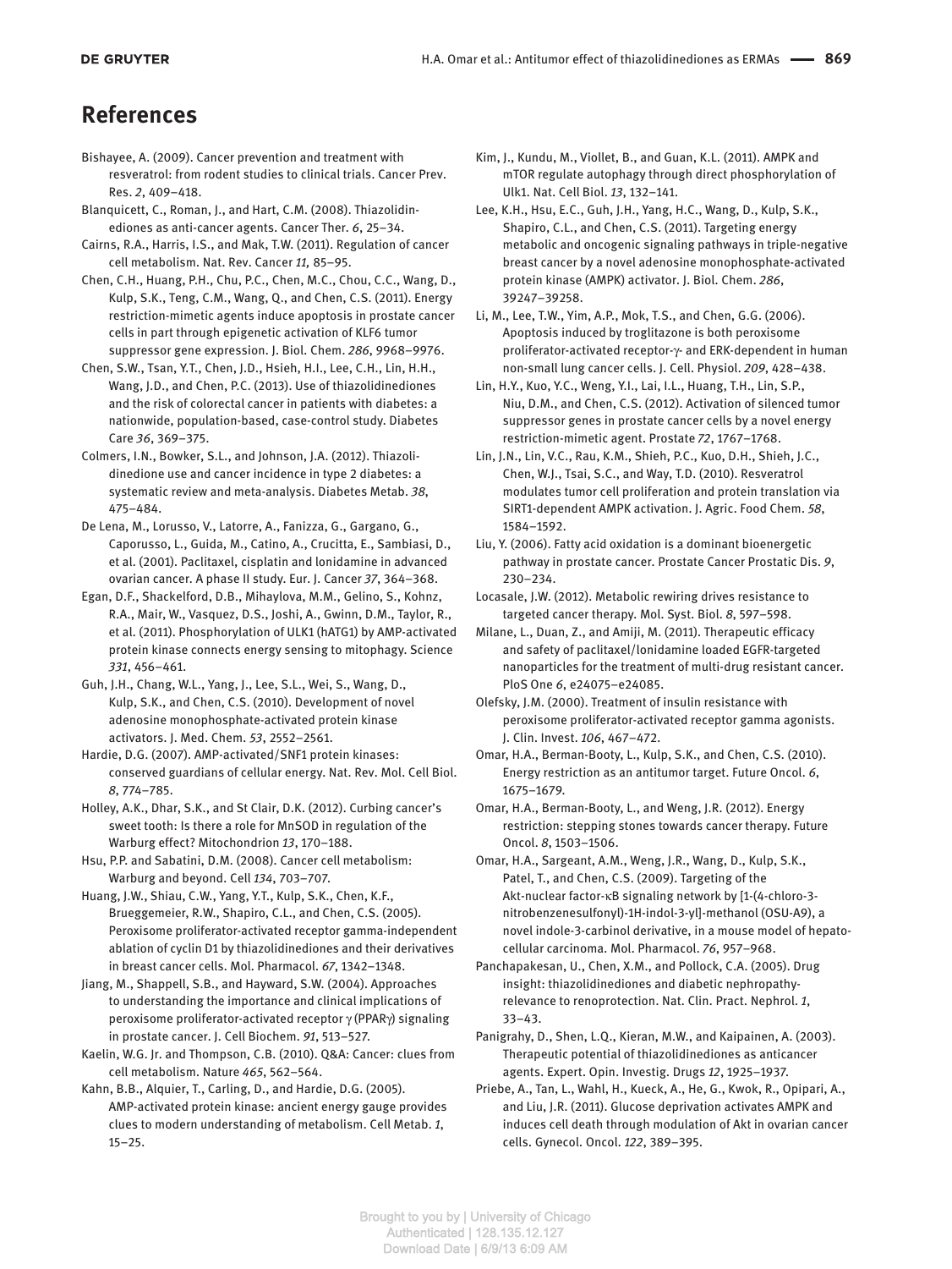## References

Bishayee, A. (2009). Cancer prevention and treatment with resveratrol: from rodent studies to clinical trials. Cancer Prev. Res. *2*, 409–418.

Blanquicett, C., Roman, J., and Hart, C.M. (2008). Thiazolidinediones as anti-cancer agents. Cancer Ther. *6*, 25–34.

Cairns, R.A., Harris, I.S., and Mak, T.W. (2011). Regulation of cancer cell metabolism. Nat. Rev. Cancer *11,* 85–95.

Chen, C.H., Huang, P.H., Chu, P.C., Chen, M.C., Chou, C.C., Wang, D., Kulp, S.K., Teng, C.M., Wang, Q., and Chen, C.S. (2011). Energy restriction-mimetic agents induce apoptosis in prostate cancer cells in part through epigenetic activation of KLF6 tumor suppressor gene expression. J. Biol. Chem. *286*, 9968–9976.

Chen, S.W., Tsan, Y.T., Chen, J.D., Hsieh, H.I., Lee, C.H., Lin, H.H., Wang, J.D., and Chen, P.C. (2013). Use of thiazolidinediones and the risk of colorectal cancer in patients with diabetes: a nationwide, population-based, case-control study. Diabetes Care *36*, 369–375.

Colmers, I.N., Bowker, S.L., and Johnson, J.A. (2012). Thiazolidinedione use and cancer incidence in type 2 diabetes: a systematic review and meta-analysis. Diabetes Metab. *38*, 475–484.

De Lena, M., Lorusso, V., Latorre, A., Fanizza, G., Gargano, G., Caporusso, L., Guida, M., Catino, A., Crucitta, E., Sambiasi, D., et al. (2001). Paclitaxel, cisplatin and lonidamine in advanced ovarian cancer. A phase II study. Eur. J. Cancer *37*, 364–368.

Egan, D.F., Shackelford, D.B., Mihaylova, M.M., Gelino, S., Kohnz, R.A., Mair, W., Vasquez, D.S., Joshi, A., Gwinn, D.M., Taylor, R., et al. (2011). Phosphorylation of ULK1 (hATG1) by AMP-activated protein kinase connects energy sensing to mitophagy. Science *331*, 456–461.

Guh, J.H., Chang, W.L., Yang, J., Lee, S.L., Wei, S., Wang, D., Kulp, S.K., and Chen, C.S. (2010). Development of novel adenosine monophosphate-activated protein kinase activators. J. Med. Chem. *53*, 2552–2561.

Hardie, D.G. (2007). AMP-activated/SNF1 protein kinases: conserved guardians of cellular energy. Nat. Rev. Mol. Cell Biol. *8*, 774–785.

Holley, A.K., Dhar, S.K., and St Clair, D.K. (2012). Curbing cancer's sweet tooth: Is there a role for MnSOD in regulation of the Warburg effect? Mitochondrion *13*, 170–188.

Hsu, P.P. and Sabatini, D.M. (2008). Cancer cell metabolism: Warburg and beyond. Cell *134*, 703–707.

Huang, J.W., Shiau, C.W., Yang, Y.T., Kulp, S.K., Chen, K.F., Brueggemeier, R.W., Shapiro, C.L., and Chen, C.S. (2005). Peroxisome proliferator-activated receptor gamma-independent ablation of cyclin D1 by thiazolidinediones and their derivatives in breast cancer cells. Mol. Pharmacol. *67*, 1342–1348.

Jiang, M., Shappell, S.B., and Hayward, S.W. (2004). Approaches to understanding the importance and clinical implications of peroxisome proliferator-activated receptor γ (PPARγ) signaling in prostate cancer. J. Cell Biochem. *91*, 513–527.

Kaelin, W.G. Jr. and Thompson, C.B. (2010). Q&A: Cancer: clues from cell metabolism. Nature *465*, 562–564.

Kahn, B.B., Alquier, T., Carling, D., and Hardie, D.G. (2005). AMP-activated protein kinase: ancient energy gauge provides clues to modern understanding of metabolism. Cell Metab. *1*, 15–25.

Kim, J., Kundu, M., Viollet, B., and Guan, K.L. (2011). AMPK and mTOR regulate autophagy through direct phosphorylation of Ulk1. Nat. Cell Biol. *13*, 132–141.

Lee, K.H., Hsu, E.C., Guh, J.H., Yang, H.C., Wang, D., Kulp, S.K., Shapiro, C.L., and Chen, C.S. (2011). Targeting energy metabolic and oncogenic signaling pathways in triple-negative breast cancer by a novel adenosine monophosphate-activated protein kinase (AMPK) activator. J. Biol. Chem. *286*, 39247–39258.

Li, M., Lee, T.W., Yim, A.P., Mok, T.S., and Chen, G.G. (2006). Apoptosis induced by troglitazone is both peroxisome proliferator-activated receptor-γ- and ERK-dependent in human non-small lung cancer cells. J. Cell. Physiol. *209*, 428–438.

Lin, H.Y., Kuo, Y.C., Weng, Y.I., Lai, I.L., Huang, T.H., Lin, S.P., Niu, D.M., and Chen, C.S. (2012). Activation of silenced tumor suppressor genes in prostate cancer cells by a novel energy restriction-mimetic agent. Prostate *72*, 1767–1768.

Lin, J.N., Lin, V.C., Rau, K.M., Shieh, P.C., Kuo, D.H., Shieh, J.C., Chen, W.J., Tsai, S.C., and Way, T.D. (2010). Resveratrol modulates tumor cell proliferation and protein translation via SIRT1-dependent AMPK activation. J. Agric. Food Chem. *58*, 1584–1592.

Liu, Y. (2006). Fatty acid oxidation is a dominant bioenergetic pathway in prostate cancer. Prostate Cancer Prostatic Dis. *9*, 230–234.

Locasale, J.W. (2012). Metabolic rewiring drives resistance to targeted cancer therapy. Mol. Syst. Biol. *8*, 597–598.

Milane, L., Duan, Z., and Amiji, M. (2011). Therapeutic efficacy and safety of paclitaxel/lonidamine loaded EGFR-targeted nanoparticles for the treatment of multi-drug resistant cancer. PloS One *6*, e24075–e24085.

Olefsky, J.M. (2000). Treatment of insulin resistance with peroxisome proliferator-activated receptor gamma agonists. J. Clin. Invest. *106*, 467–472.

Omar, H.A., Berman-Booty, L., Kulp, S.K., and Chen, C.S. (2010). Energy restriction as an antitumor target. Future Oncol. *6*, 1675–1679.

Omar, H.A., Berman-Booty, L., and Weng, J.R. (2012). Energy restriction: stepping stones towards cancer therapy. Future Oncol. *8*, 1503–1506.

Omar, H.A., Sargeant, A.M., Weng, J.R., Wang, D., Kulp, S.K., Patel, T., and Chen, C.S. (2009). Targeting of the Akt-nuclear factor-κB signaling network by [1-(4-chloro-3-nitrobenzenesulfonyl)-1H-indol-3-yl]-methanol (OSU-A9), a novel indole-3-carbinol derivative, in a mouse model of hepatocellular carcinoma. Mol. Pharmacol. *76*, 957–968.

Panchapakesan, U., Chen, X.M., and Pollock, C.A. (2005). Drug insight: thiazolidinediones and diabetic nephropathy-relevance to renoprotection. Nat. Clin. Pract. Nephrol. *1*, 33–43.

Panigrahy, D., Shen, L.Q., Kieran, M.W., and Kaipainen, A. (2003). Therapeutic potential of thiazolidinediones as anticancer agents. Expert. Opin. Investig. Drugs *12*, 1925–1937.

Priebe, A., Tan, L., Wahl, H., Kueck, A., He, G., Kwok, R., Opipari, A., and Liu, J.R. (2011). Glucose deprivation activates AMPK and induces cell death through modulation of Akt in ovarian cancer cells. Gynecol. Oncol. *122*, 389–395.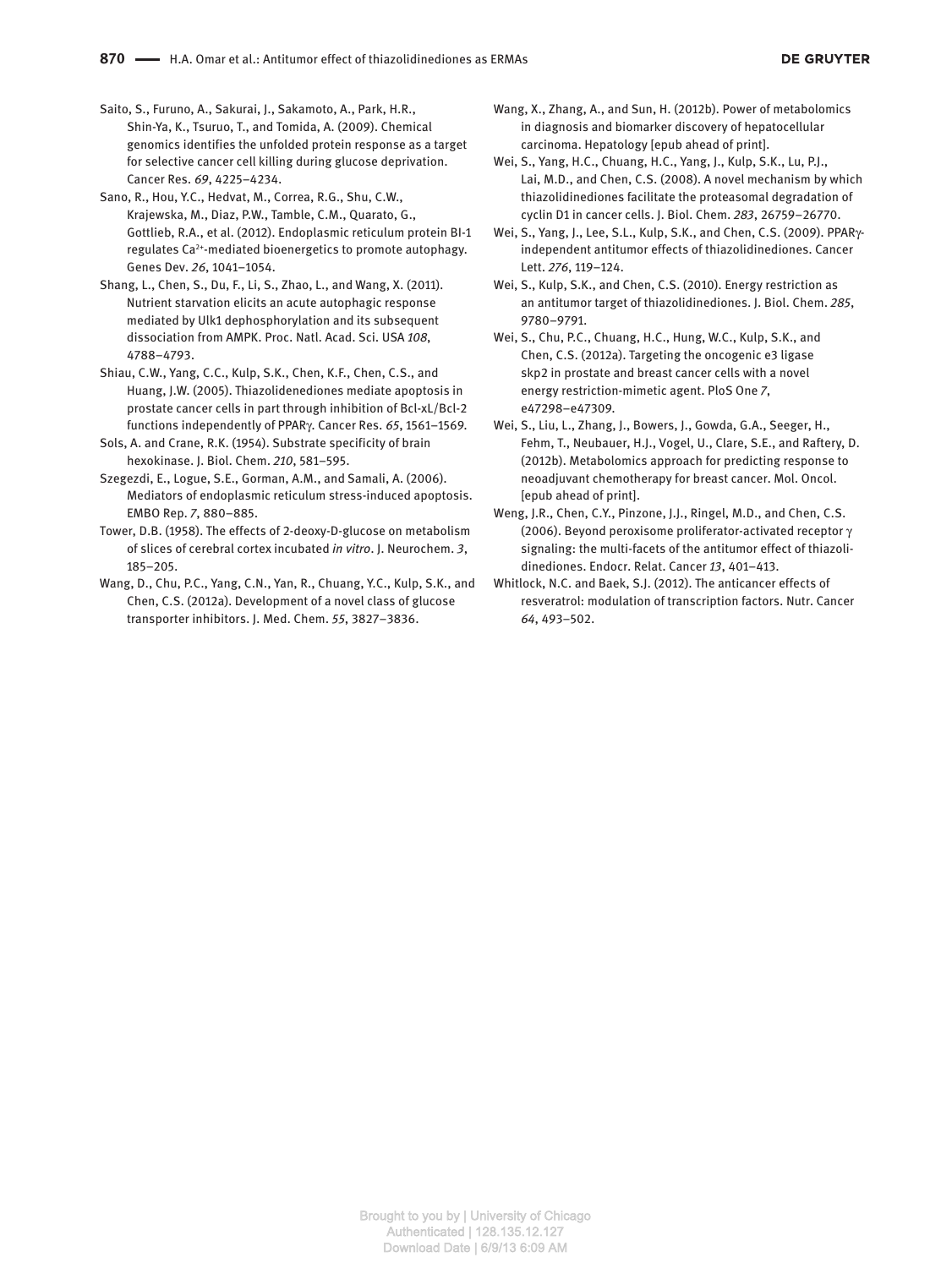Saito, S., Furuno, A., Sakurai, J., Sakamoto, A., Park, H.R., Shin-Ya, K., Tsuruo, T., and Tomida, A. (2009). Chemical genomics identifies the unfolded protein response as a target for selective cancer cell killing during glucose deprivation. Cancer Res. *69*, 4225–4234.

Sano, R., Hou, Y.C., Hedvat, M., Correa, R.G., Shu, C.W., Krajewska, M., Diaz, P.W., Tamble, C.M., Quarato, G., Gottlieb, R.A., et al. (2012). Endoplasmic reticulum protein BI-1 regulates $Ca^{2+}$-mediated bioenergetics to promote autophagy. Genes Dev. *26*, 1041–1054.

Shang, L., Chen, S., Du, F., Li, S., Zhao, L., and Wang, X. (2011). Nutrient starvation elicits an acute autophagic response mediated by Ulk1 dephosphorylation and its subsequent dissociation from AMPK. Proc. Natl. Acad. Sci. USA *108*, 4788–4793.

Shiau, C.W., Yang, C.C., Kulp, S.K., Chen, K.F., Chen, C.S., and Huang, J.W. (2005). Thiazolidenediones mediate apoptosis in prostate cancer cells in part through inhibition of Bcl-xL/Bcl-2 functions independently of PPARγ. Cancer Res. *65*, 1561–1569.

Sols, A. and Crane, R.K. (1954). Substrate specificity of brain hexokinase. J. Biol. Chem. *210*, 581–595.

Szegezdi, E., Logue, S.E., Gorman, A.M., and Samali, A. (2006). Mediators of endoplasmic reticulum stress-induced apoptosis. EMBO Rep. *7*, 880–885.

Tower, D.B. (1958). The effects of 2-deoxy-D-glucose on metabolism of slices of cerebral cortex incubated *in vitro*. J. Neurochem. *3*, 185–205.

Wang, D., Chu, P.C., Yang, C.N., Yan, R., Chuang, Y.C., Kulp, S.K., and Chen, C.S. (2012a). Development of a novel class of glucose transporter inhibitors. J. Med. Chem. *55*, 3827–3836.

Wang, X., Zhang, A., and Sun, H. (2012b). Power of metabolomics in diagnosis and biomarker discovery of hepatocellular carcinoma. Hepatology [epub ahead of print].

Wei, S., Yang, H.C., Chuang, H.C., Yang, J., Kulp, S.K., Lu, P.J., Lai, M.D., and Chen, C.S. (2008). A novel mechanism by which thiazolidinediones facilitate the proteasomal degradation of cyclin D1 in cancer cells. J. Biol. Chem. *283*, 26759–26770.

Wei, S., Yang, J., Lee, S.L., Kulp, S.K., and Chen, C.S. (2009). PPARγ-independent antitumor effects of thiazolidinediones. Cancer Lett. *276*, 119–124.

Wei, S., Kulp, S.K., and Chen, C.S. (2010). Energy restriction as an antitumor target of thiazolidinediones. J. Biol. Chem. *285*, 9780–9791.

Wei, S., Chu, P.C., Chuang, H.C., Hung, W.C., Kulp, S.K., and Chen, C.S. (2012a). Targeting the oncogenic e3 ligase skp2 in prostate and breast cancer cells with a novel energy restriction-mimetic agent. PloS One *7*, e47298–e47309.

Wei, S., Liu, L., Zhang, J., Bowers, J., Gowda, G.A., Seeger, H., Fehm, T., Neubauer, H.J., Vogel, U., Clare, S.E., and Raftery, D. (2012b). Metabolomics approach for predicting response to neoadjuvant chemotherapy for breast cancer. Mol. Oncol. [epub ahead of print].

Weng, J.R., Chen, C.Y., Pinzone, J.J., Ringel, M.D., and Chen, C.S. (2006). Beyond peroxisome proliferator-activated receptor γ signaling: the multi-facets of the antitumor effect of thiazolidinediones. Endocr. Relat. Cancer *13*, 401–413.

Whitlock, N.C. and Baek, S.J. (2012). The anticancer effects of resveratrol: modulation of transcription factors. Nutr. Cancer *64*, 493–502.